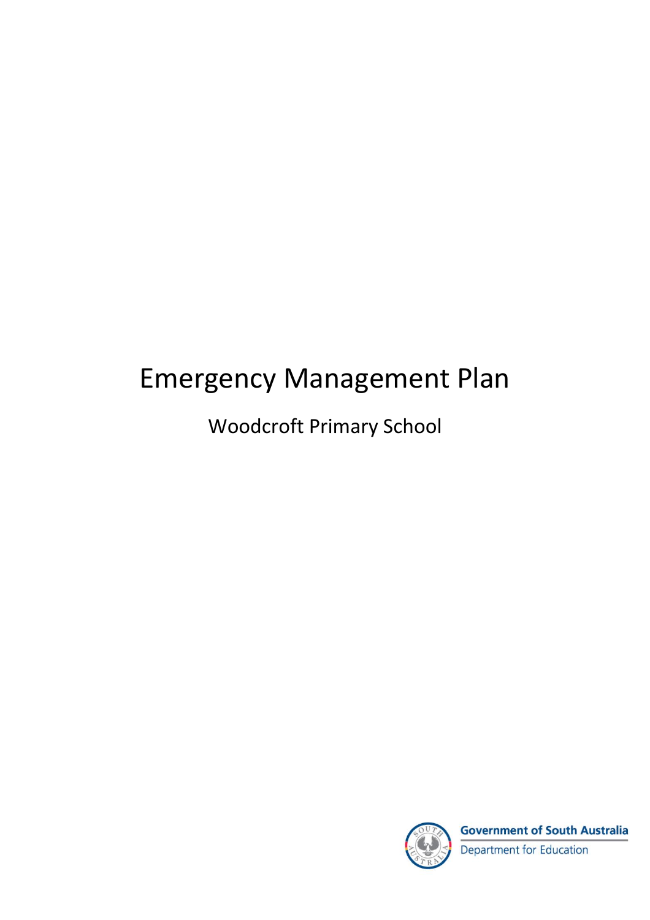# Emergency Management Plan

## Woodcroft Primary School

Government of South Australia
Department for Education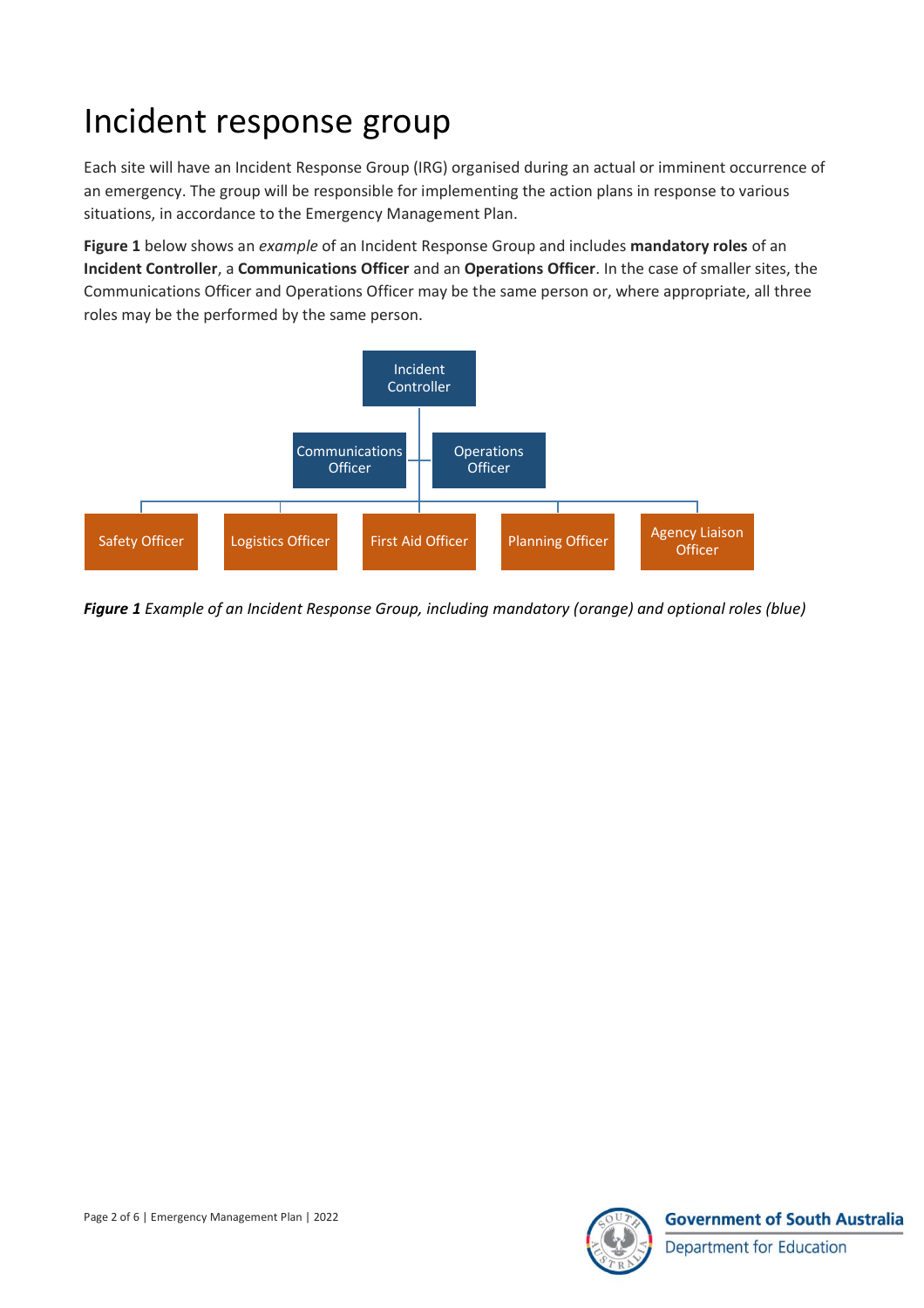# Incident response group

Each site will have an Incident Response Group (IRG) organised during an actual or imminent occurrence of an emergency. The group will be responsible for implementing the action plans in response to various situations, in accordance to the Emergency Management Plan.

**Figure 1** below shows an *example* of an Incident Response Group and includes **mandatory roles** of an **Incident Controller**, a **Communications Officer** and an **Operations Officer**. In the case of smaller sites, the Communications Officer and Operations Officer may be the same person or, where appropriate, all three roles may be the performed by the same person.

- Incident Controller
  - Communications Officer
  - Operations Officer
  - Safety Officer
  - Logistics Officer
  - First Aid Officer
  - Planning Officer
  - Agency Liaison Officer

***Figure 1** Example of an Incident Response Group, including mandatory (orange) and optional roles (blue)*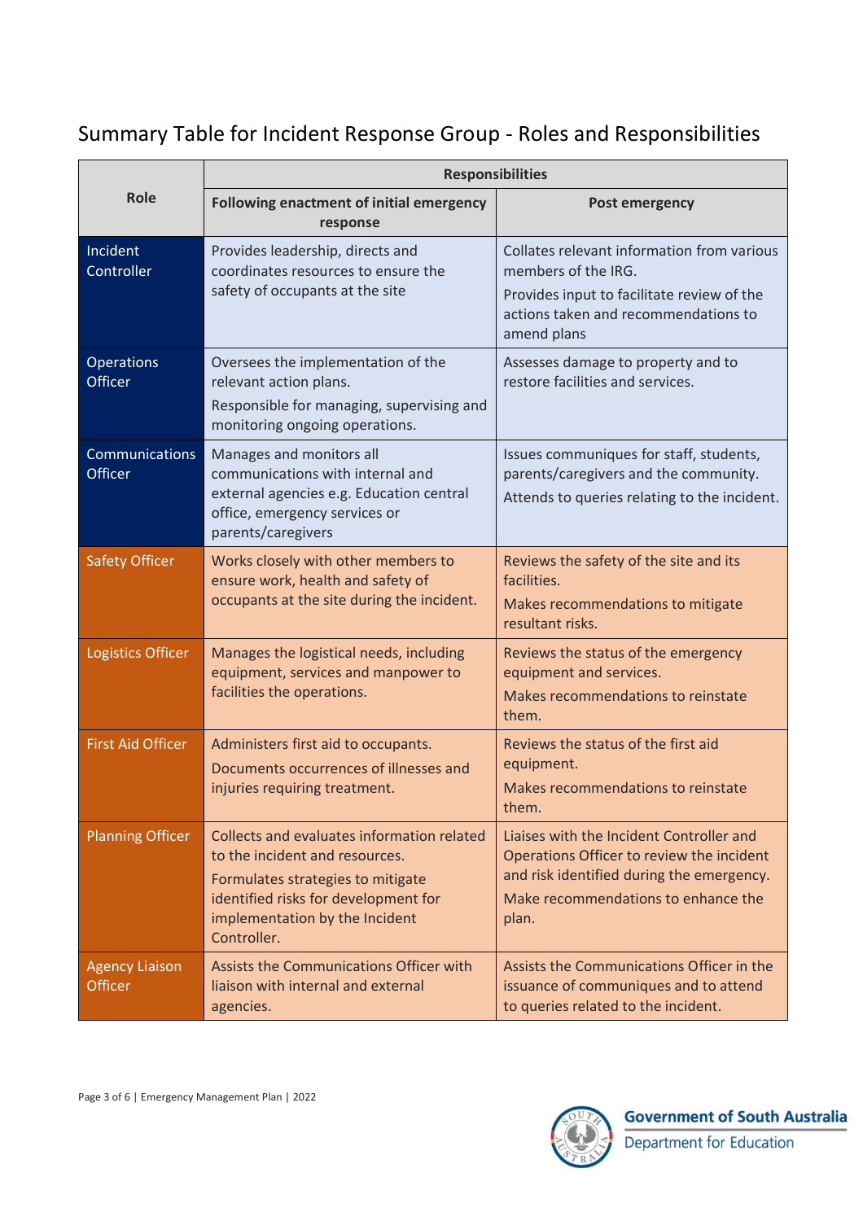# Summary Table for Incident Response Group - Roles and Responsibilities

| Role | Responsibilities | |
|---|---|---|
| | **Following enactment of initial emergency response** | **Post emergency** |
| Incident Controller | Provides leadership, directs and coordinates resources to ensure the safety of occupants at the site | Collates relevant information from various members of the IRG.<br>Provides input to facilitate review of the actions taken and recommendations to amend plans |
| Operations Officer | Oversees the implementation of the relevant action plans.<br>Responsible for managing, supervising and monitoring ongoing operations. | Assesses damage to property and to restore facilities and services. |
| Communications Officer | Manages and monitors all communications with internal and external agencies e.g. Education central office, emergency services or parents/caregivers | Issues communiques for staff, students, parents/caregivers and the community.<br>Attends to queries relating to the incident. |
| Safety Officer | Works closely with other members to ensure work, health and safety of occupants at the site during the incident. | Reviews the safety of the site and its facilities.<br>Makes recommendations to mitigate resultant risks. |
| Logistics Officer | Manages the logistical needs, including equipment, services and manpower to facilities the operations. | Reviews the status of the emergency equipment and services.<br>Makes recommendations to reinstate them. |
| First Aid Officer | Administers first aid to occupants.<br>Documents occurrences of illnesses and injuries requiring treatment. | Reviews the status of the first aid equipment.<br>Makes recommendations to reinstate them. |
| Planning Officer | Collects and evaluates information related to the incident and resources.<br>Formulates strategies to mitigate identified risks for development for implementation by the Incident Controller. | Liaises with the Incident Controller and Operations Officer to review the incident and risk identified during the emergency.<br>Make recommendations to enhance the plan. |
| Agency Liaison Officer | Assists the Communications Officer with liaison with internal and external agencies. | Assists the Communications Officer in the issuance of communiques and to attend to queries related to the incident. |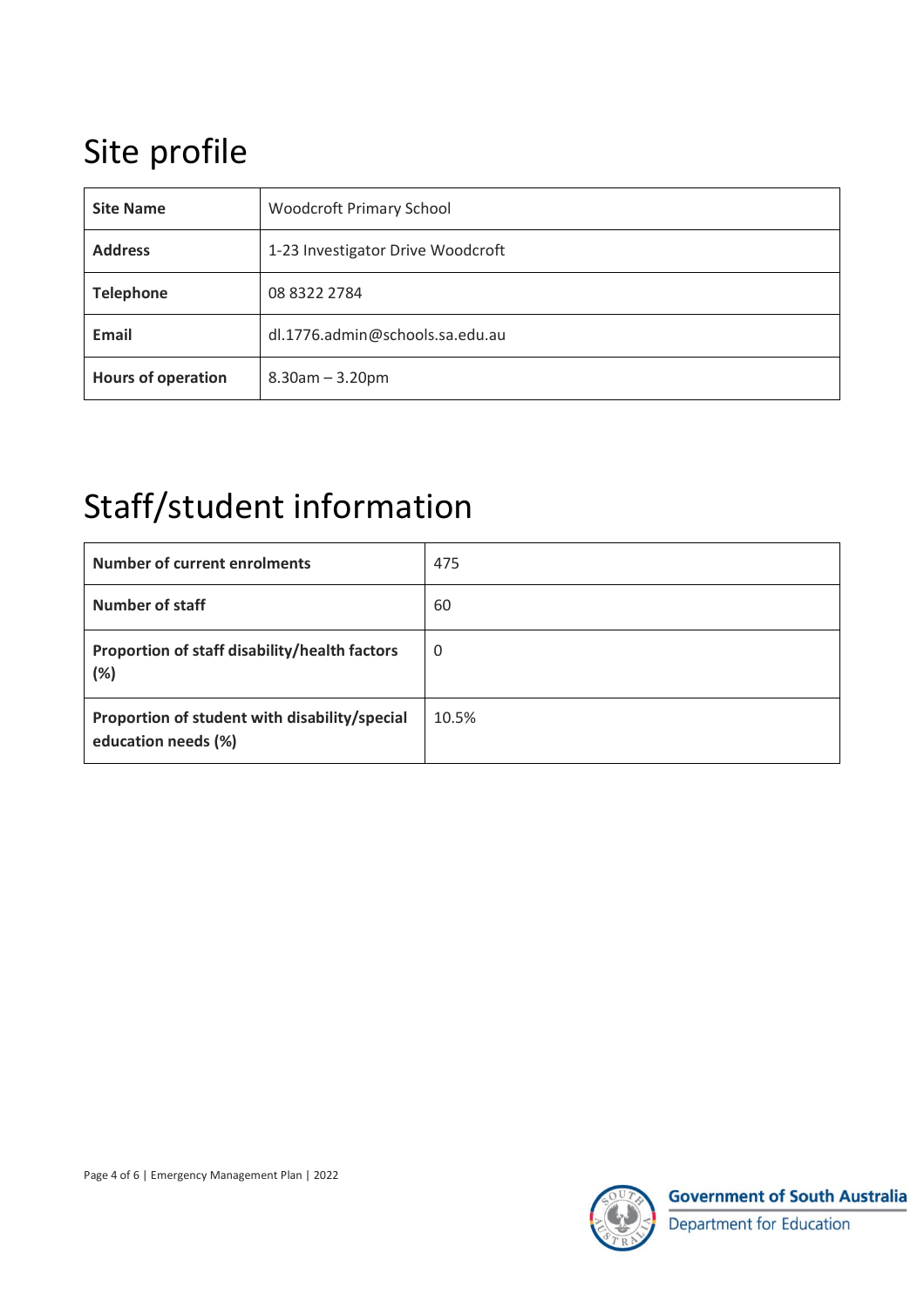# Site profile

| Site Name | Woodcroft Primary School |
|---|---|
| **Address** | 1-23 Investigator Drive Woodcroft |
| **Telephone** | 08 8322 2784 |
| **Email** | dl.1776.admin@schools.sa.edu.au |
| **Hours of operation** | 8.30am – 3.20pm |

# Staff/student information

| Number of current enrolments | 475 |
|---|---|
| **Number of staff** | 60 |
| **Proportion of staff disability/health factors (%)** | 0 |
| **Proportion of student with disability/special education needs (%)** | 10.5% |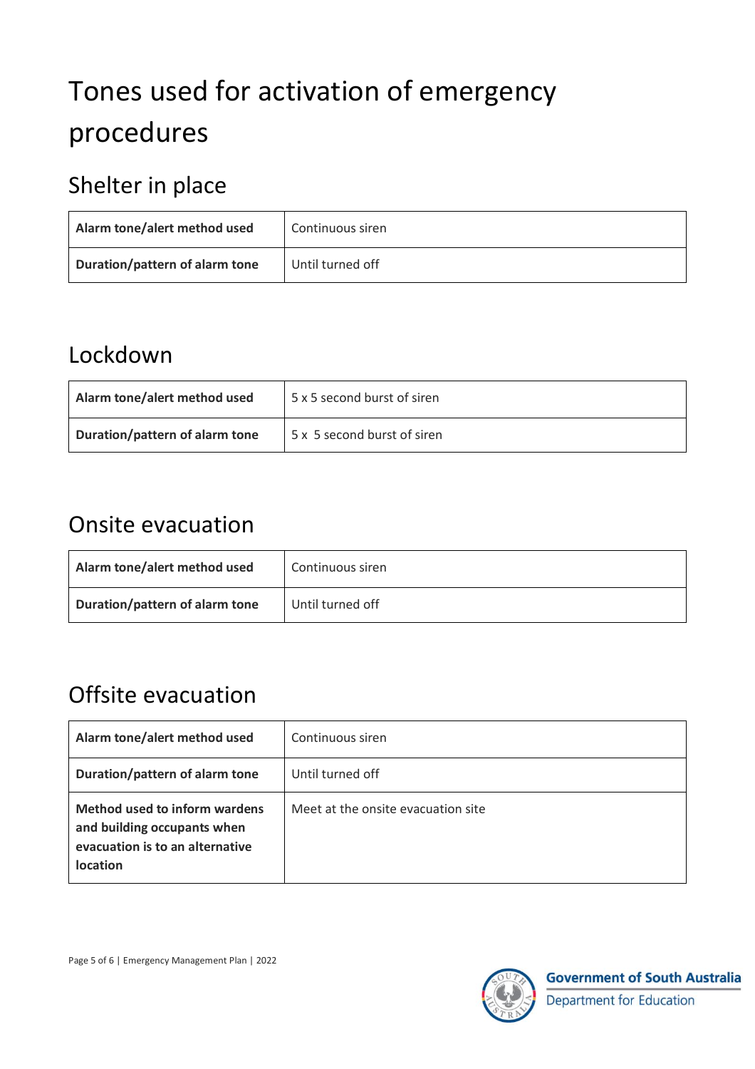# Tones used for activation of emergency procedures

## Shelter in place

| | |
|---|---|
| **Alarm tone/alert method used** | Continuous siren |
| **Duration/pattern of alarm tone** | Until turned off |

## Lockdown

| | |
|---|---|
| **Alarm tone/alert method used** | 5 x 5 second burst of siren |
| **Duration/pattern of alarm tone** | 5 x 5 second burst of siren |

## Onsite evacuation

| | |
|---|---|
| **Alarm tone/alert method used** | Continuous siren |
| **Duration/pattern of alarm tone** | Until turned off |

## Offsite evacuation

| | |
|---|---|
| **Alarm tone/alert method used** | Continuous siren |
| **Duration/pattern of alarm tone** | Until turned off |
| **Method used to inform wardens and building occupants when evacuation is to an alternative location** | Meet at the onsite evacuation site |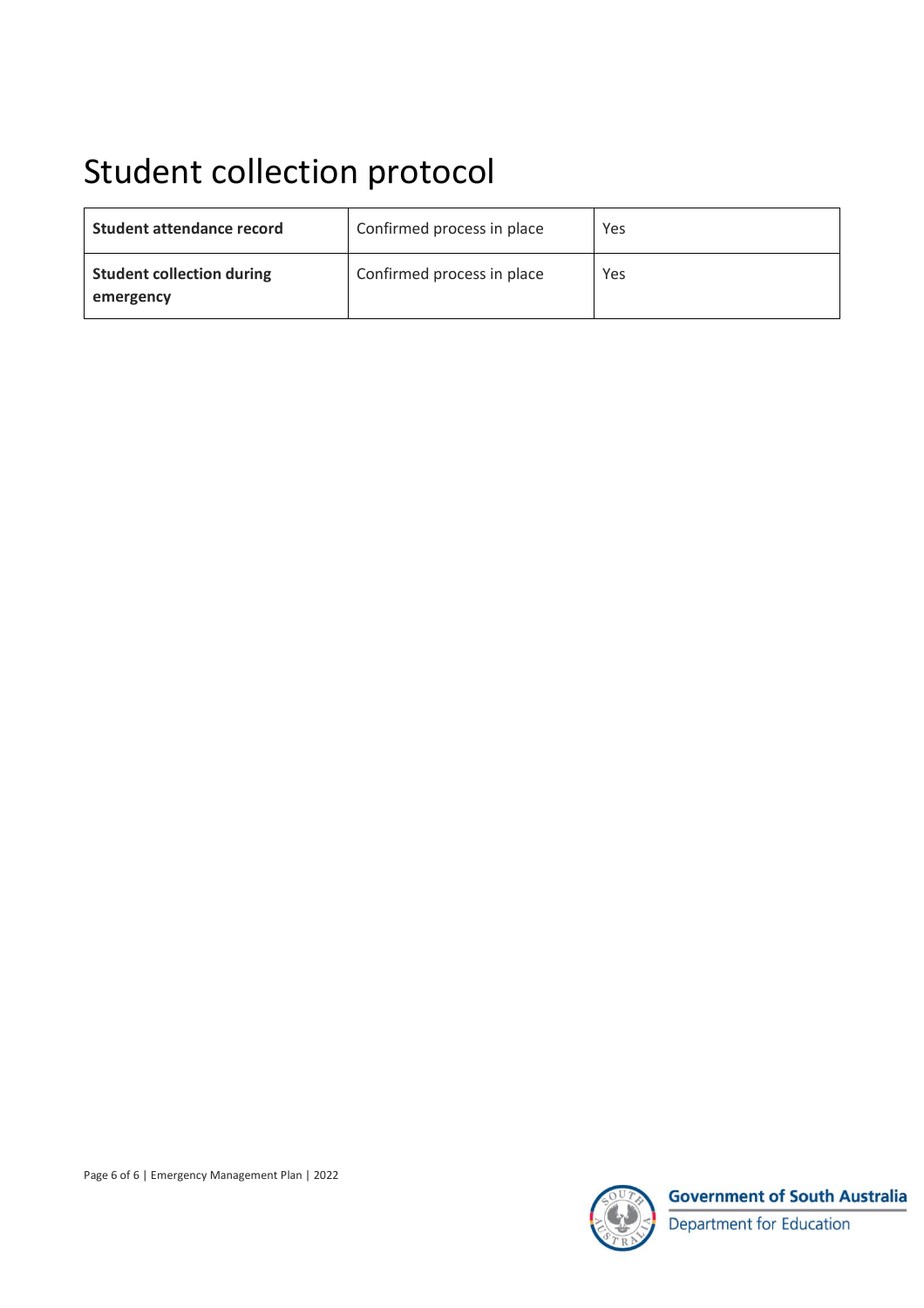# Student collection protocol

| | | |
|---|---|---|
| **Student attendance record** | Confirmed process in place | Yes |
| **Student collection during emergency** | Confirmed process in place | Yes |